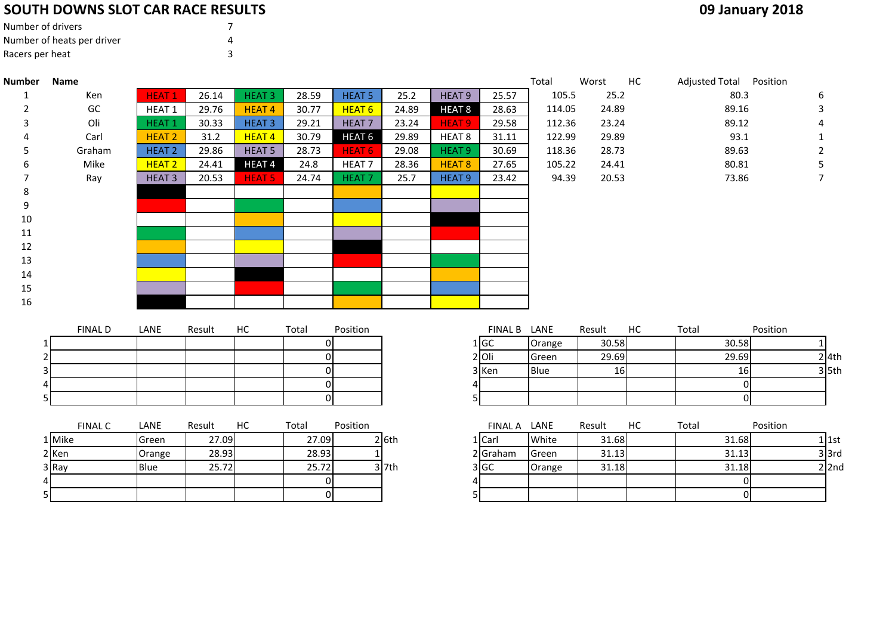# SOUTH DOWNS SLOT CAR RACE RESULTS

**09 January 2018**

Number of drivers 7

Number of heats per driver 4

Racers per heat 3

| Number | Name | | | | | | | | | Total | Worst | HC | Adjusted Total | Position |
|---|---|---|---|---|---|---|---|---|---|---|---|---|---|---|
| 1 | Ken | HEAT 1 | 26.14 | HEAT 3 | 28.59 | HEAT 5 | 25.2 | HEAT 9 | 25.57 | 105.5 | 25.2 | | 80.3 | 6 |
| 2 | GC | HEAT 1 | 29.76 | HEAT 4 | 30.77 | HEAT 6 | 24.89 | HEAT 8 | 28.63 | 114.05 | 24.89 | | 89.16 | 3 |
| 3 | Oli | HEAT 1 | 30.33 | HEAT 3 | 29.21 | HEAT 7 | 23.24 | HEAT 9 | 29.58 | 112.36 | 23.24 | | 89.12 | 4 |
| 4 | Carl | HEAT 2 | 31.2 | HEAT 4 | 30.79 | HEAT 6 | 29.89 | HEAT 8 | 31.11 | 122.99 | 29.89 | | 93.1 | 1 |
| 5 | Graham | HEAT 2 | 29.86 | HEAT 5 | 28.73 | HEAT 6 | 29.08 | HEAT 9 | 30.69 | 118.36 | 28.73 | | 89.63 | 2 |
| 6 | Mike | HEAT 2 | 24.41 | HEAT 4 | 24.8 | HEAT 7 | 28.36 | HEAT 8 | 27.65 | 105.22 | 24.41 | | 80.81 | 5 |
| 7 | Ray | HEAT 3 | 20.53 | HEAT 5 | 24.74 | HEAT 7 | 25.7 | HEAT 9 | 23.42 | 94.39 | 20.53 | | 73.86 | 7 |
| 8 | | | | | | | | | | | | | | |
| 9 | | | | | | | | | | | | | | |
| 10 | | | | | | | | | | | | | | |
| 11 | | | | | | | | | | | | | | |
| 12 | | | | | | | | | | | | | | |
| 13 | | | | | | | | | | | | | | |
| 14 | | | | | | | | | | | | | | |
| 15 | | | | | | | | | | | | | | |
| 16 | | | | | | | | | | | | | | |

| | FINAL D | LANE | Result | HC | Total | Position |
|---|---|---|---|---|---|---|
| 1 | | | | | 0 | |
| 2 | | | | | 0 | |
| 3 | | | | | 0 | |
| 4 | | | | | 0 | |
| 5 | | | | | 0 | |

| | FINAL B | LANE | Result | HC | Total | Position | |
|---|---|---|---|---|---|---|---|
| 1 | GC | Orange | 30.58 | | 30.58 | 1 | |
| 2 | Oli | Green | 29.69 | | 29.69 | 2 | 4th |
| 3 | Ken | Blue | 16 | | 16 | 3 | 5th |
| 4 | | | | | 0 | | |
| 5 | | | | | 0 | | |

| | FINAL C | LANE | Result | HC | Total | Position | |
|---|---|---|---|---|---|---|---|
| 1 | Mike | Green | 27.09 | | 27.09 | 2 | 6th |
| 2 | Ken | Orange | 28.93 | | 28.93 | 1 | |
| 3 | Ray | Blue | 25.72 | | 25.72 | 3 | 7th |
| 4 | | | | | 0 | | |
| 5 | | | | | 0 | | |

| | FINAL A | LANE | Result | HC | Total | Position | |
|---|---|---|---|---|---|---|---|
| 1 | Carl | White | 31.68 | | 31.68 | 1 | 1st |
| 2 | Graham | Green | 31.13 | | 31.13 | 3 | 3rd |
| 3 | GC | Orange | 31.18 | | 31.18 | 2 | 2nd |
| 4 | | | | | 0 | | |
| 5 | | | | | 0 | | |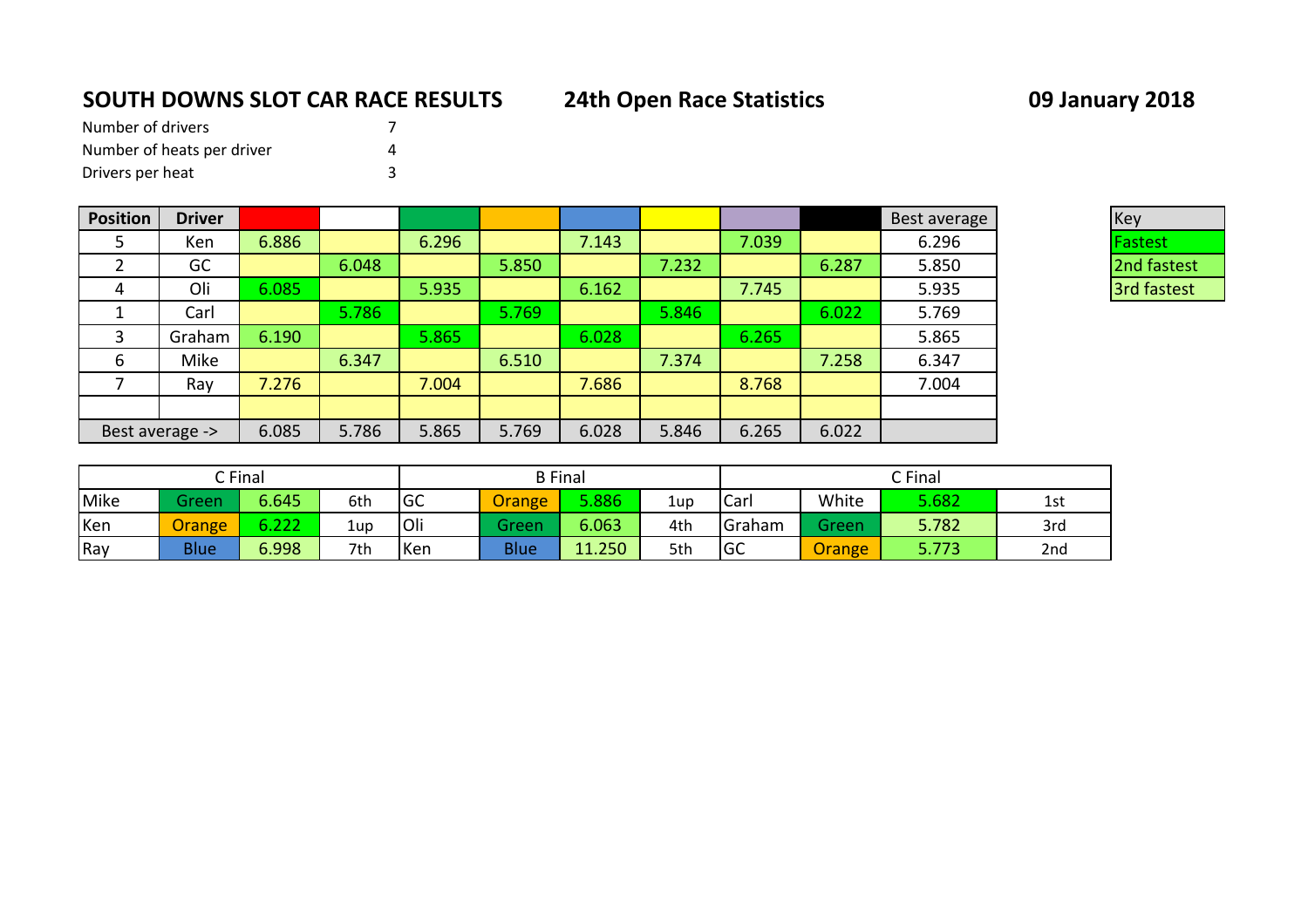## SOUTH DOWNS SLOT CAR RACE RESULTS

## 24th Open Race Statistics

## 09 January 2018

Number of drivers 7

Number of heats per driver 4

Drivers per heat 3

| Position | Driver | | | | | | | | | Best average |
|---|---|---|---|---|---|---|---|---|---|---|
| 5 | Ken | 6.886 | | 6.296 | | 7.143 | | 7.039 | | 6.296 |
| 2 | GC | | 6.048 | | 5.850 | | 7.232 | | 6.287 | 5.850 |
| 4 | Oli | 6.085 | | 5.935 | | 6.162 | | 7.745 | | 5.935 |
| 1 | Carl | | 5.786 | | 5.769 | | 5.846 | | 6.022 | 5.769 |
| 3 | Graham | 6.190 | | 5.865 | | 6.028 | | 6.265 | | 5.865 |
| 6 | Mike | | 6.347 | | 6.510 | | 7.374 | | 7.258 | 6.347 |
| 7 | Ray | 7.276 | | 7.004 | | 7.686 | | 8.768 | | 7.004 |
| | | | | | | | | | | |
| Best average -> | | 6.085 | 5.786 | 5.865 | 5.769 | 6.028 | 5.846 | 6.265 | 6.022 | |

| Key |
|---|
| Fastest |
| 2nd fastest |
| 3rd fastest |

| C Final | | | | B Final | | | | C Final | | | |
|---|---|---|---|---|---|---|---|---|---|---|---|
| Mike | Green | 6.645 | 6th | GC | Orange | 5.886 | 1up | Carl | White | 5.682 | 1st |
| Ken | Orange | 6.222 | 1up | Oli | Green | 6.063 | 4th | Graham | Green | 5.782 | 3rd |
| Ray | Blue | 6.998 | 7th | Ken | Blue | 11.250 | 5th | GC | Orange | 5.773 | 2nd |